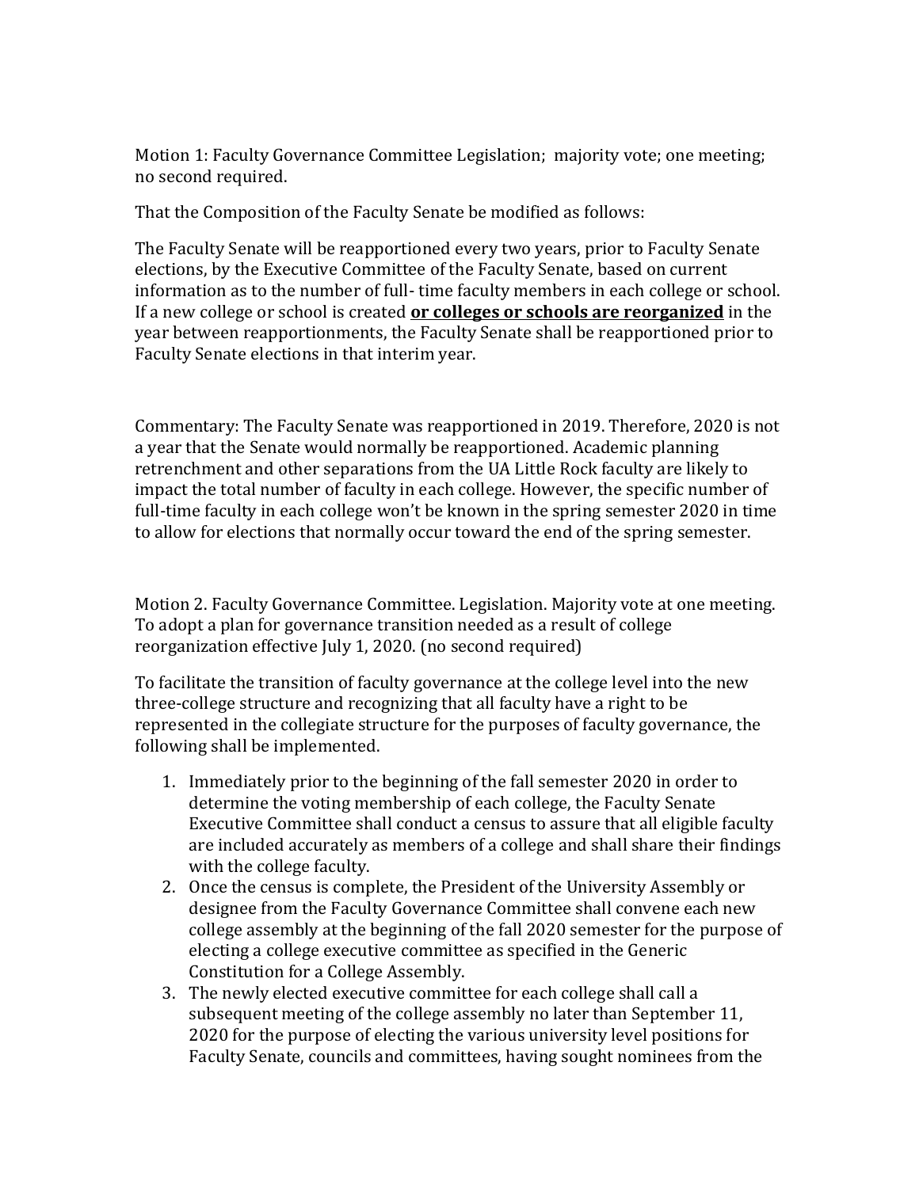Motion 1: Faculty Governance Committee Legislation;  majority vote; one meeting; no second required.

That the Composition of the Faculty Senate be modified as follows:

The Faculty Senate will be reapportioned every two years, prior to Faculty Senate elections, by the Executive Committee of the Faculty Senate, based on current information as to the number of full- time faculty members in each college or school. If a new college or school is created **<u>or colleges or schools are reorganized</u>** in the year between reapportionments, the Faculty Senate shall be reapportioned prior to Faculty Senate elections in that interim year.

Commentary: The Faculty Senate was reapportioned in 2019. Therefore, 2020 is not a year that the Senate would normally be reapportioned. Academic planning retrenchment and other separations from the UA Little Rock faculty are likely to impact the total number of faculty in each college. However, the specific number of full-time faculty in each college won't be known in the spring semester 2020 in time to allow for elections that normally occur toward the end of the spring semester.

Motion 2. Faculty Governance Committee. Legislation. Majority vote at one meeting. To adopt a plan for governance transition needed as a result of college reorganization effective July 1, 2020. (no second required)

To facilitate the transition of faculty governance at the college level into the new three-college structure and recognizing that all faculty have a right to be represented in the collegiate structure for the purposes of faculty governance, the following shall be implemented.

1. Immediately prior to the beginning of the fall semester 2020 in order to determine the voting membership of each college, the Faculty Senate Executive Committee shall conduct a census to assure that all eligible faculty are included accurately as members of a college and shall share their findings with the college faculty.
2. Once the census is complete, the President of the University Assembly or designee from the Faculty Governance Committee shall convene each new college assembly at the beginning of the fall 2020 semester for the purpose of electing a college executive committee as specified in the Generic Constitution for a College Assembly.
3. The newly elected executive committee for each college shall call a subsequent meeting of the college assembly no later than September 11, 2020 for the purpose of electing the various university level positions for Faculty Senate, councils and committees, having sought nominees from the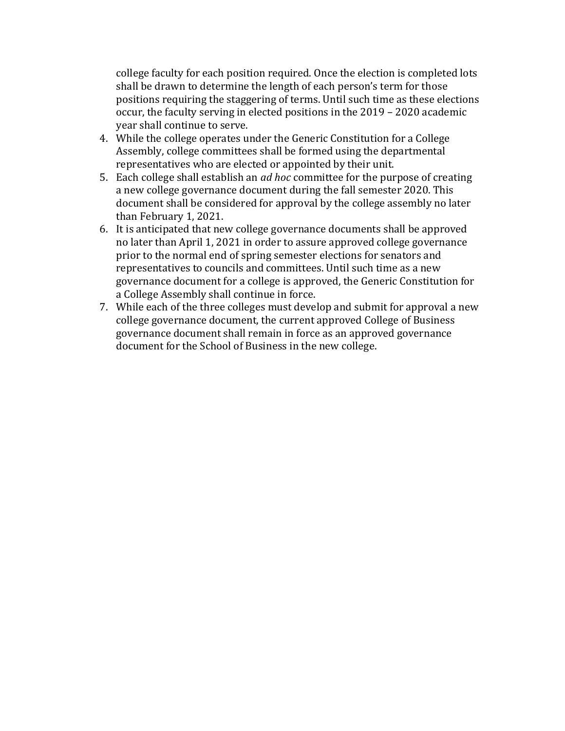college faculty for each position required. Once the election is completed lots shall be drawn to determine the length of each person's term for those positions requiring the staggering of terms. Until such time as these elections occur, the faculty serving in elected positions in the 2019 – 2020 academic year shall continue to serve.

4. While the college operates under the Generic Constitution for a College Assembly, college committees shall be formed using the departmental representatives who are elected or appointed by their unit.
5. Each college shall establish an *ad hoc* committee for the purpose of creating a new college governance document during the fall semester 2020. This document shall be considered for approval by the college assembly no later than February 1, 2021.
6. It is anticipated that new college governance documents shall be approved no later than April 1, 2021 in order to assure approved college governance prior to the normal end of spring semester elections for senators and representatives to councils and committees. Until such time as a new governance document for a college is approved, the Generic Constitution for a College Assembly shall continue in force.
7. While each of the three colleges must develop and submit for approval a new college governance document, the current approved College of Business governance document shall remain in force as an approved governance document for the School of Business in the new college.